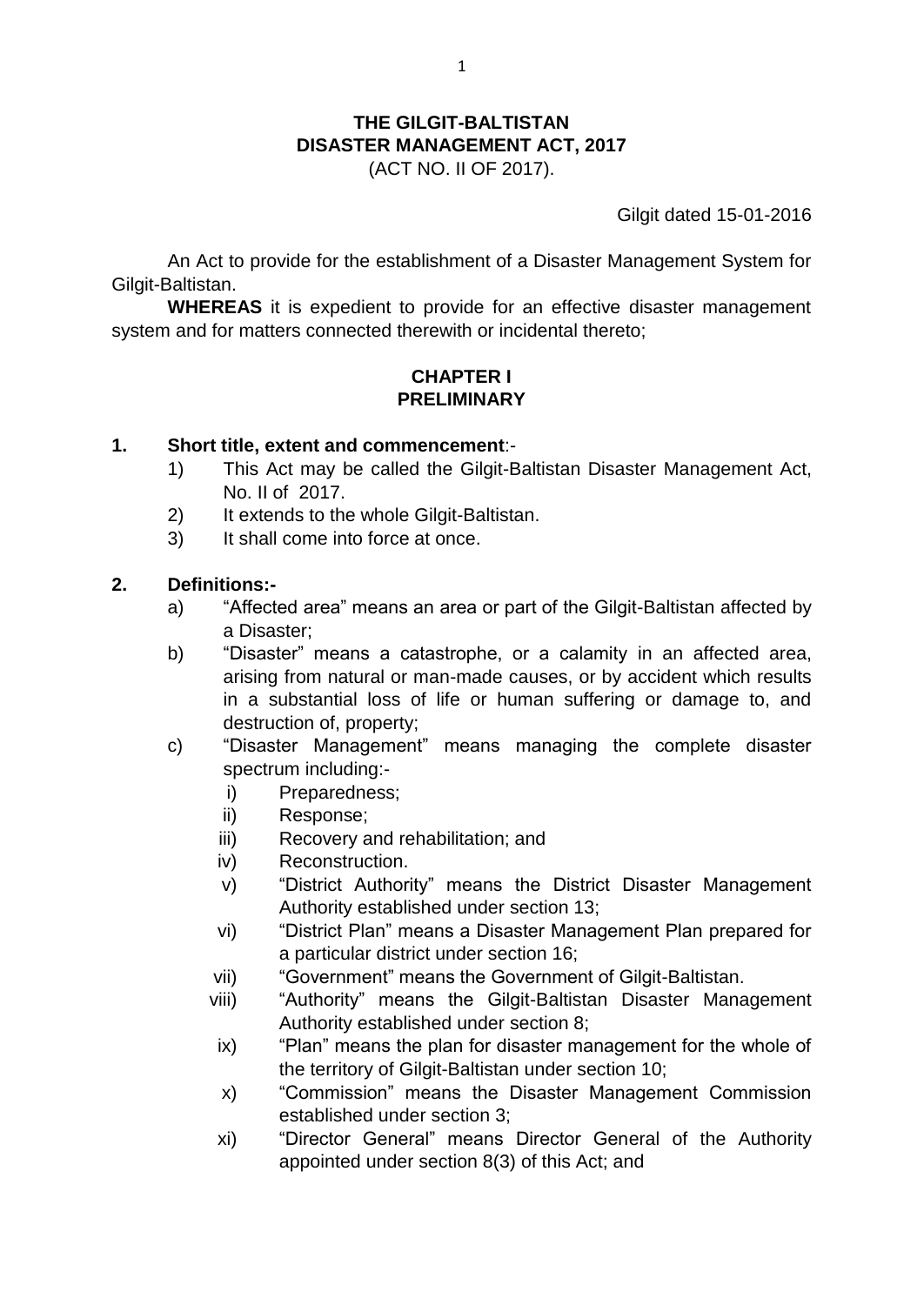**THE GILGIT-BALTISTAN**
**DISASTER MANAGEMENT ACT, 2017**
(ACT NO. II OF 2017).

Gilgit dated 15-01-2016

An Act to provide for the establishment of a Disaster Management System for Gilgit-Baltistan.

**WHEREAS** it is expedient to provide for an effective disaster management system and for matters connected therewith or incidental thereto;

## CHAPTER I
## PRELIMINARY

**1. Short title, extent and commencement**:-

1) This Act may be called the Gilgit-Baltistan Disaster Management Act, No. II of 2017.
2) It extends to the whole Gilgit-Baltistan.
3) It shall come into force at once.

**2. Definitions:-**

a) "Affected area" means an area or part of the Gilgit-Baltistan affected by a Disaster;

b) "Disaster" means a catastrophe, or a calamity in an affected area, arising from natural or man-made causes, or by accident which results in a substantial loss of life or human suffering or damage to, and destruction of, property;

c) "Disaster Management" means managing the complete disaster spectrum including:-

  i) Preparedness;
  ii) Response;
  iii) Recovery and rehabilitation; and
  iv) Reconstruction.
  v) "District Authority" means the District Disaster Management Authority established under section 13;
  vi) "District Plan" means a Disaster Management Plan prepared for a particular district under section 16;
  vii) "Government" means the Government of Gilgit-Baltistan.
  viii) "Authority" means the Gilgit-Baltistan Disaster Management Authority established under section 8;
  ix) "Plan" means the plan for disaster management for the whole of the territory of Gilgit-Baltistan under section 10;
  x) "Commission" means the Disaster Management Commission established under section 3;
  xi) "Director General" means Director General of the Authority appointed under section 8(3) of this Act; and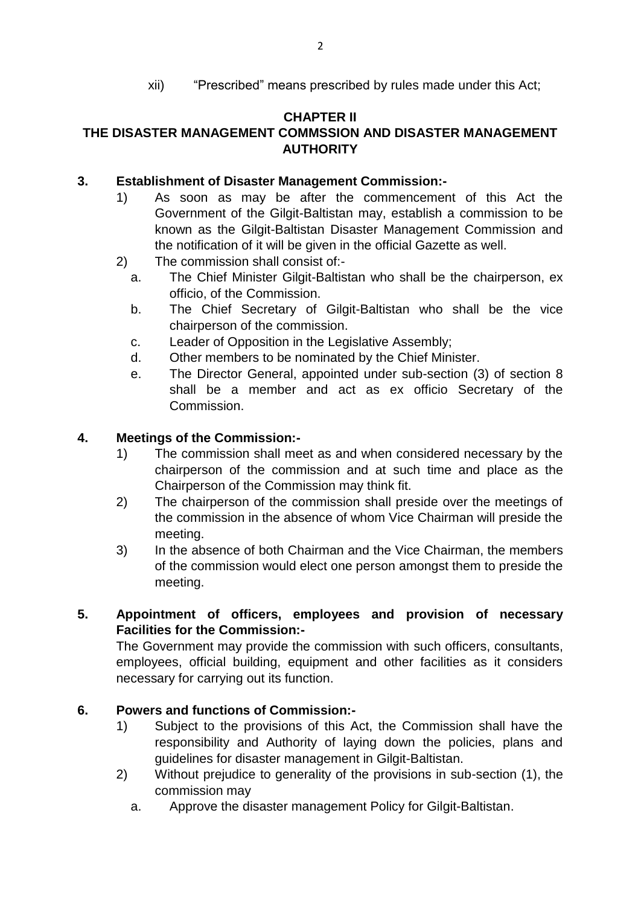xii) "Prescribed" means prescribed by rules made under this Act;

## CHAPTER II
## THE DISASTER MANAGEMENT COMMSSION AND DISASTER MANAGEMENT AUTHORITY

### 3. Establishment of Disaster Management Commission:-

1) As soon as may be after the commencement of this Act the Government of the Gilgit-Baltistan may, establish a commission to be known as the Gilgit-Baltistan Disaster Management Commission and the notification of it will be given in the official Gazette as well.
2) The commission shall consist of:-
   a. The Chief Minister Gilgit-Baltistan who shall be the chairperson, ex officio, of the Commission.
   b. The Chief Secretary of Gilgit-Baltistan who shall be the vice chairperson of the commission.
   c. Leader of Opposition in the Legislative Assembly;
   d. Other members to be nominated by the Chief Minister.
   e. The Director General, appointed under sub-section (3) of section 8 shall be a member and act as ex officio Secretary of the Commission.

### 4. Meetings of the Commission:-

1) The commission shall meet as and when considered necessary by the chairperson of the commission and at such time and place as the Chairperson of the Commission may think fit.
2) The chairperson of the commission shall preside over the meetings of the commission in the absence of whom Vice Chairman will preside the meeting.
3) In the absence of both Chairman and the Vice Chairman, the members of the commission would elect one person amongst them to preside the meeting.

### 5. Appointment of officers, employees and provision of necessary Facilities for the Commission:-

The Government may provide the commission with such officers, consultants, employees, official building, equipment and other facilities as it considers necessary for carrying out its function.

### 6. Powers and functions of Commission:-

1) Subject to the provisions of this Act, the Commission shall have the responsibility and Authority of laying down the policies, plans and guidelines for disaster management in Gilgit-Baltistan.
2) Without prejudice to generality of the provisions in sub-section (1), the commission may
   a. Approve the disaster management Policy for Gilgit-Baltistan.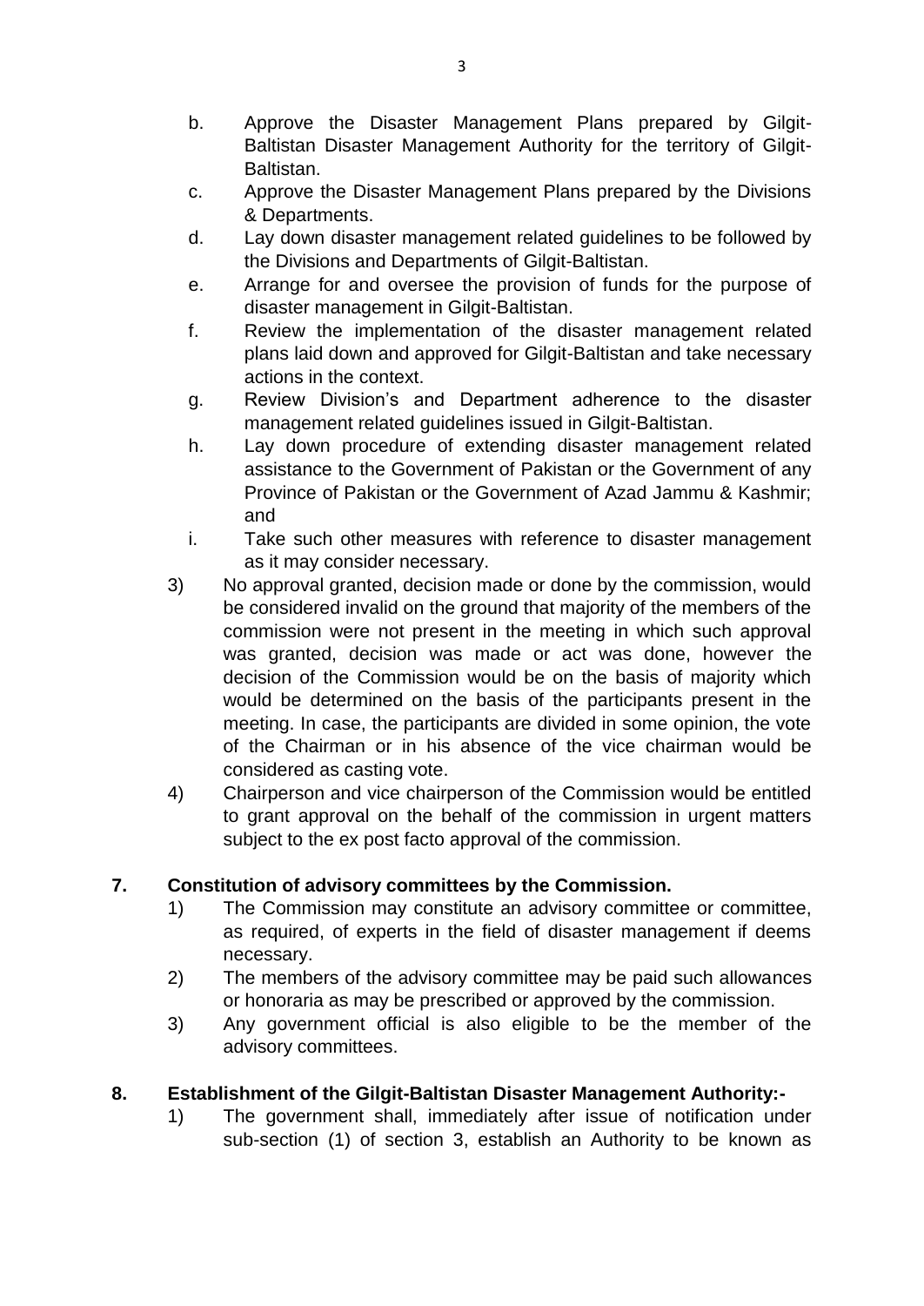b. Approve the Disaster Management Plans prepared by Gilgit-Baltistan Disaster Management Authority for the territory of Gilgit-Baltistan.

c. Approve the Disaster Management Plans prepared by the Divisions & Departments.

d. Lay down disaster management related guidelines to be followed by the Divisions and Departments of Gilgit-Baltistan.

e. Arrange for and oversee the provision of funds for the purpose of disaster management in Gilgit-Baltistan.

f. Review the implementation of the disaster management related plans laid down and approved for Gilgit-Baltistan and take necessary actions in the context.

g. Review Division's and Department adherence to the disaster management related guidelines issued in Gilgit-Baltistan.

h. Lay down procedure of extending disaster management related assistance to the Government of Pakistan or the Government of any Province of Pakistan or the Government of Azad Jammu & Kashmir; and

i. Take such other measures with reference to disaster management as it may consider necessary.

3) No approval granted, decision made or done by the commission, would be considered invalid on the ground that majority of the members of the commission were not present in the meeting in which such approval was granted, decision was made or act was done, however the decision of the Commission would be on the basis of majority which would be determined on the basis of the participants present in the meeting. In case, the participants are divided in some opinion, the vote of the Chairman or in his absence of the vice chairman would be considered as casting vote.

4) Chairperson and vice chairperson of the Commission would be entitled to grant approval on the behalf of the commission in urgent matters subject to the ex post facto approval of the commission.

**7. Constitution of advisory committees by the Commission.**

1) The Commission may constitute an advisory committee or committee, as required, of experts in the field of disaster management if deems necessary.

2) The members of the advisory committee may be paid such allowances or honoraria as may be prescribed or approved by the commission.

3) Any government official is also eligible to be the member of the advisory committees.

**8. Establishment of the Gilgit-Baltistan Disaster Management Authority:-**

1) The government shall, immediately after issue of notification under sub-section (1) of section 3, establish an Authority to be known as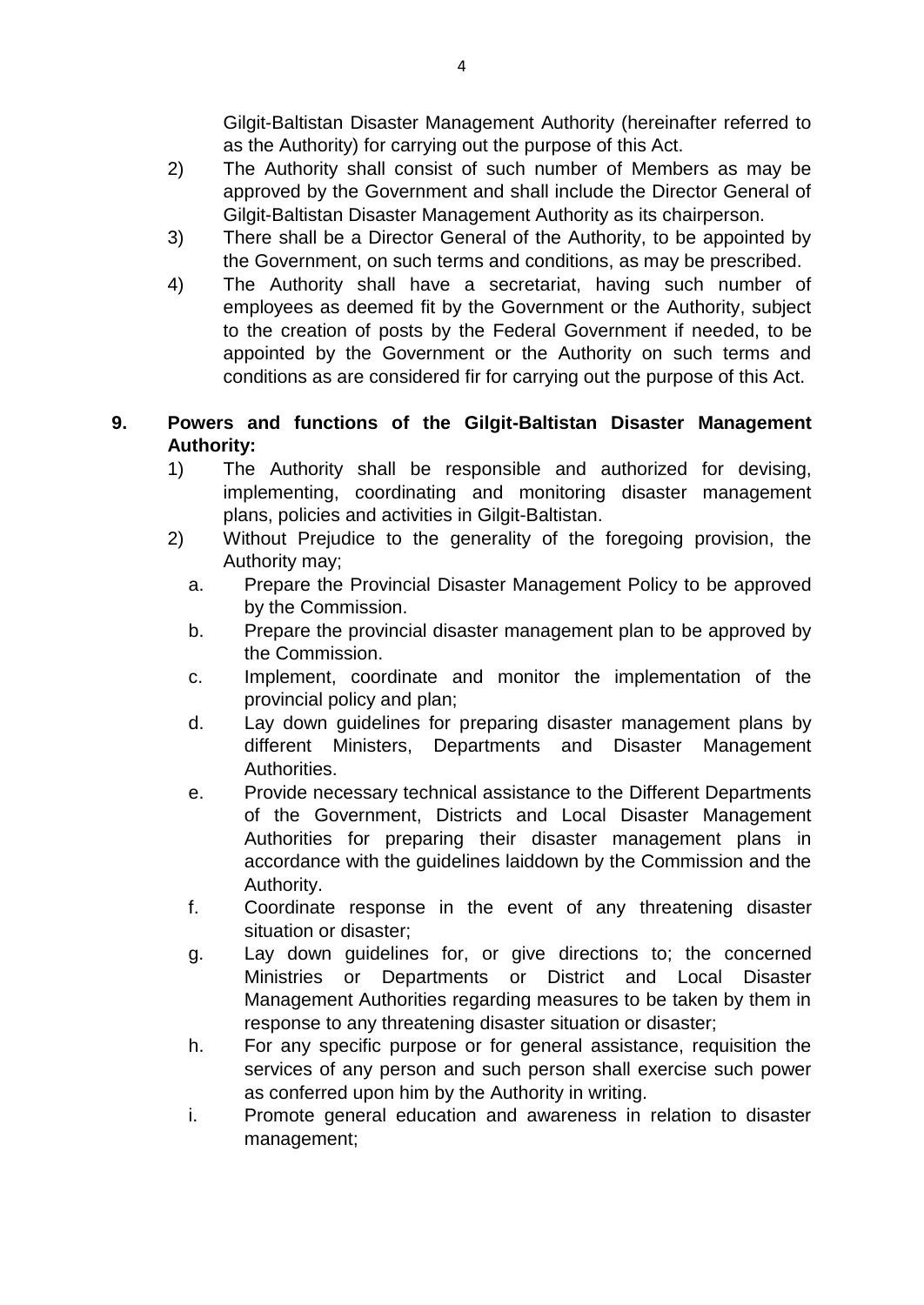Gilgit-Baltistan Disaster Management Authority (hereinafter referred to as the Authority) for carrying out the purpose of this Act.

2) The Authority shall consist of such number of Members as may be approved by the Government and shall include the Director General of Gilgit-Baltistan Disaster Management Authority as its chairperson.

3) There shall be a Director General of the Authority, to be appointed by the Government, on such terms and conditions, as may be prescribed.

4) The Authority shall have a secretariat, having such number of employees as deemed fit by the Government or the Authority, subject to the creation of posts by the Federal Government if needed, to be appointed by the Government or the Authority on such terms and conditions as are considered fir for carrying out the purpose of this Act.

**9. Powers and functions of the Gilgit-Baltistan Disaster Management Authority:**

1) The Authority shall be responsible and authorized for devising, implementing, coordinating and monitoring disaster management plans, policies and activities in Gilgit-Baltistan.

2) Without Prejudice to the generality of the foregoing provision, the Authority may;

   a. Prepare the Provincial Disaster Management Policy to be approved by the Commission.

   b. Prepare the provincial disaster management plan to be approved by the Commission.

   c. Implement, coordinate and monitor the implementation of the provincial policy and plan;

   d. Lay down guidelines for preparing disaster management plans by different Ministers, Departments and Disaster Management Authorities.

   e. Provide necessary technical assistance to the Different Departments of the Government, Districts and Local Disaster Management Authorities for preparing their disaster management plans in accordance with the guidelines laiddown by the Commission and the Authority.

   f. Coordinate response in the event of any threatening disaster situation or disaster;

   g. Lay down guidelines for, or give directions to; the concerned Ministries or Departments or District and Local Disaster Management Authorities regarding measures to be taken by them in response to any threatening disaster situation or disaster;

   h. For any specific purpose or for general assistance, requisition the services of any person and such person shall exercise such power as conferred upon him by the Authority in writing.

   i. Promote general education and awareness in relation to disaster management;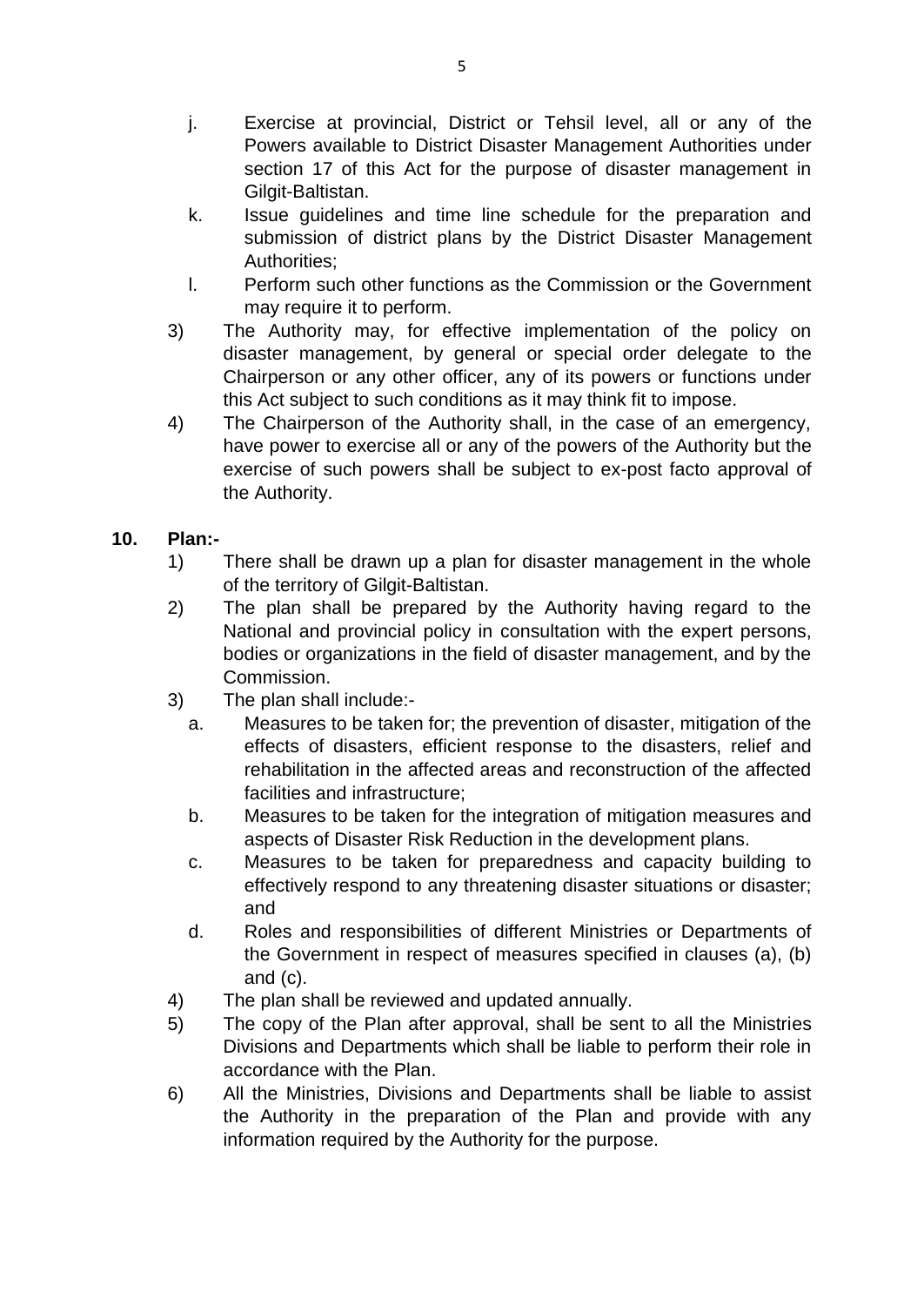j. Exercise at provincial, District or Tehsil level, all or any of the Powers available to District Disaster Management Authorities under section 17 of this Act for the purpose of disaster management in Gilgit-Baltistan.

k. Issue guidelines and time line schedule for the preparation and submission of district plans by the District Disaster Management Authorities;

l. Perform such other functions as the Commission or the Government may require it to perform.

3) The Authority may, for effective implementation of the policy on disaster management, by general or special order delegate to the Chairperson or any other officer, any of its powers or functions under this Act subject to such conditions as it may think fit to impose.

4) The Chairperson of the Authority shall, in the case of an emergency, have power to exercise all or any of the powers of the Authority but the exercise of such powers shall be subject to ex-post facto approval of the Authority.

**10. Plan:-**

1) There shall be drawn up a plan for disaster management in the whole of the territory of Gilgit-Baltistan.

2) The plan shall be prepared by the Authority having regard to the National and provincial policy in consultation with the expert persons, bodies or organizations in the field of disaster management, and by the Commission.

3) The plan shall include:-

   a. Measures to be taken for; the prevention of disaster, mitigation of the effects of disasters, efficient response to the disasters, relief and rehabilitation in the affected areas and reconstruction of the affected facilities and infrastructure;

   b. Measures to be taken for the integration of mitigation measures and aspects of Disaster Risk Reduction in the development plans.

   c. Measures to be taken for preparedness and capacity building to effectively respond to any threatening disaster situations or disaster; and

   d. Roles and responsibilities of different Ministries or Departments of the Government in respect of measures specified in clauses (a), (b) and (c).

4) The plan shall be reviewed and updated annually.

5) The copy of the Plan after approval, shall be sent to all the Ministries Divisions and Departments which shall be liable to perform their role in accordance with the Plan.

6) All the Ministries, Divisions and Departments shall be liable to assist the Authority in the preparation of the Plan and provide with any information required by the Authority for the purpose.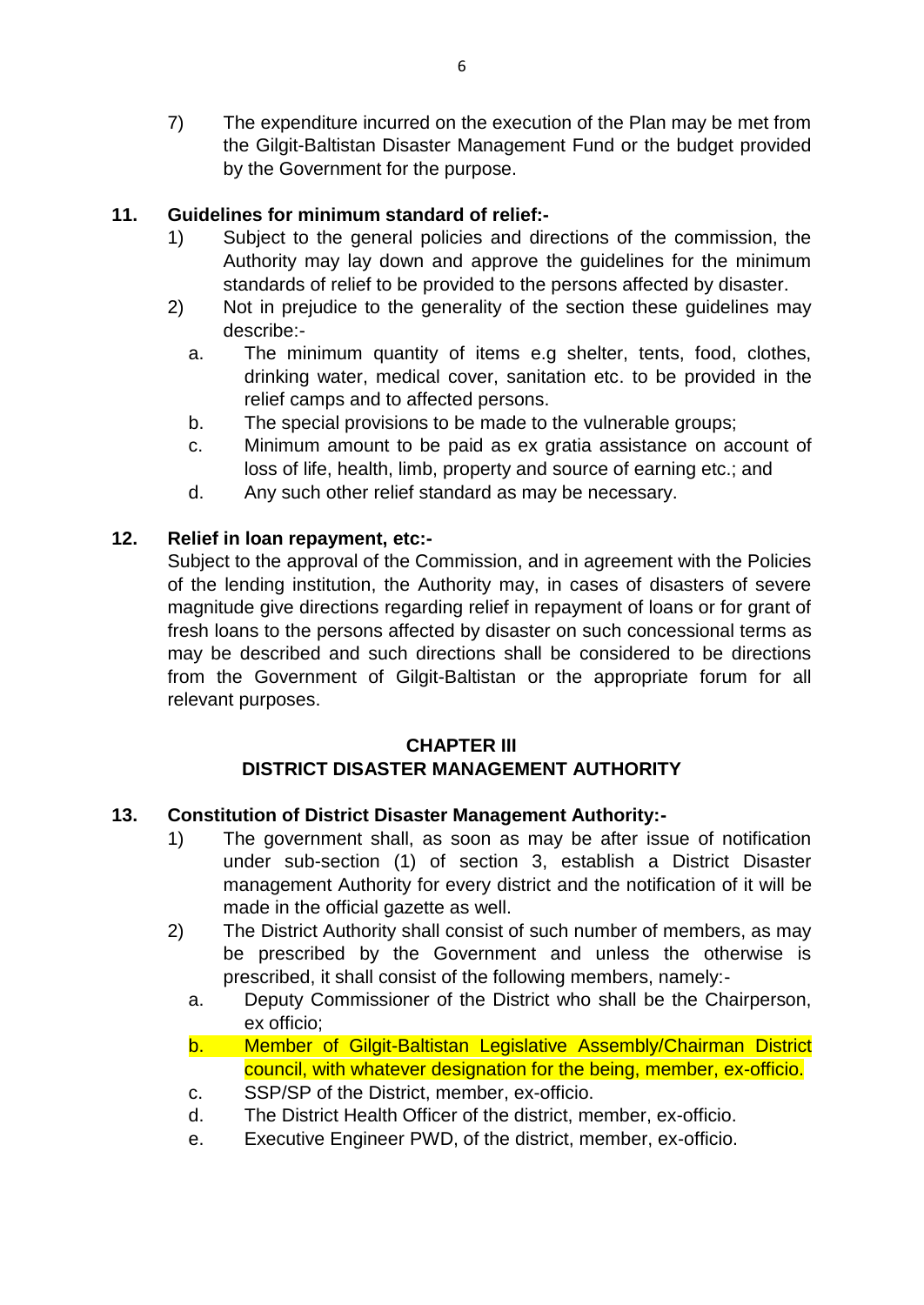7) The expenditure incurred on the execution of the Plan may be met from the Gilgit-Baltistan Disaster Management Fund or the budget provided by the Government for the purpose.

**11. Guidelines for minimum standard of relief:-**

1) Subject to the general policies and directions of the commission, the Authority may lay down and approve the guidelines for the minimum standards of relief to be provided to the persons affected by disaster.
2) Not in prejudice to the generality of the section these guidelines may describe:-
   a. The minimum quantity of items e.g shelter, tents, food, clothes, drinking water, medical cover, sanitation etc. to be provided in the relief camps and to affected persons.
   b. The special provisions to be made to the vulnerable groups;
   c. Minimum amount to be paid as ex gratia assistance on account of loss of life, health, limb, property and source of earning etc.; and
   d. Any such other relief standard as may be necessary.

**12. Relief in loan repayment, etc:-**

Subject to the approval of the Commission, and in agreement with the Policies of the lending institution, the Authority may, in cases of disasters of severe magnitude give directions regarding relief in repayment of loans or for grant of fresh loans to the persons affected by disaster on such concessional terms as may be described and such directions shall be considered to be directions from the Government of Gilgit-Baltistan or the appropriate forum for all relevant purposes.

## CHAPTER III
## DISTRICT DISASTER MANAGEMENT AUTHORITY

**13. Constitution of District Disaster Management Authority:-**

1) The government shall, as soon as may be after issue of notification under sub-section (1) of section 3, establish a District Disaster management Authority for every district and the notification of it will be made in the official gazette as well.
2) The District Authority shall consist of such number of members, as may be prescribed by the Government and unless the otherwise is prescribed, it shall consist of the following members, namely:-
   a. Deputy Commissioner of the District who shall be the Chairperson, ex officio;
   b. Member of Gilgit-Baltistan Legislative Assembly/Chairman District council, with whatever designation for the being, member, ex-officio.
   c. SSP/SP of the District, member, ex-officio.
   d. The District Health Officer of the district, member, ex-officio.
   e. Executive Engineer PWD, of the district, member, ex-officio.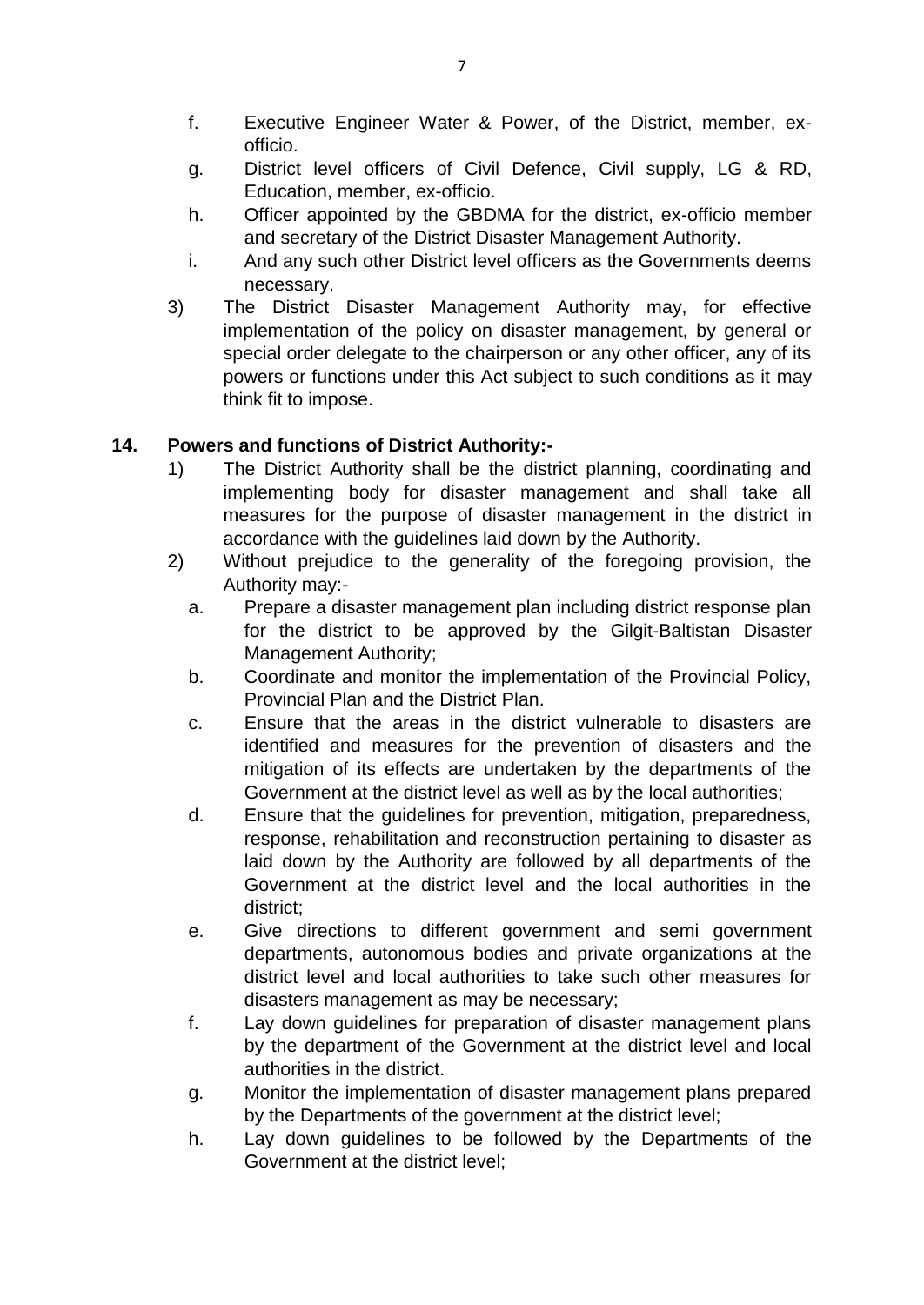f. Executive Engineer Water & Power, of the District, member, ex-officio.

g. District level officers of Civil Defence, Civil supply, LG & RD, Education, member, ex-officio.

h. Officer appointed by the GBDMA for the district, ex-officio member and secretary of the District Disaster Management Authority.

i. And any such other District level officers as the Governments deems necessary.

3) The District Disaster Management Authority may, for effective implementation of the policy on disaster management, by general or special order delegate to the chairperson or any other officer, any of its powers or functions under this Act subject to such conditions as it may think fit to impose.

**14. Powers and functions of District Authority:-**

1) The District Authority shall be the district planning, coordinating and implementing body for disaster management and shall take all measures for the purpose of disaster management in the district in accordance with the guidelines laid down by the Authority.

2) Without prejudice to the generality of the foregoing provision, the Authority may:-

a. Prepare a disaster management plan including district response plan for the district to be approved by the Gilgit-Baltistan Disaster Management Authority;

b. Coordinate and monitor the implementation of the Provincial Policy, Provincial Plan and the District Plan.

c. Ensure that the areas in the district vulnerable to disasters are identified and measures for the prevention of disasters and the mitigation of its effects are undertaken by the departments of the Government at the district level as well as by the local authorities;

d. Ensure that the guidelines for prevention, mitigation, preparedness, response, rehabilitation and reconstruction pertaining to disaster as laid down by the Authority are followed by all departments of the Government at the district level and the local authorities in the district;

e. Give directions to different government and semi government departments, autonomous bodies and private organizations at the district level and local authorities to take such other measures for disasters management as may be necessary;

f. Lay down guidelines for preparation of disaster management plans by the department of the Government at the district level and local authorities in the district.

g. Monitor the implementation of disaster management plans prepared by the Departments of the government at the district level;

h. Lay down guidelines to be followed by the Departments of the Government at the district level;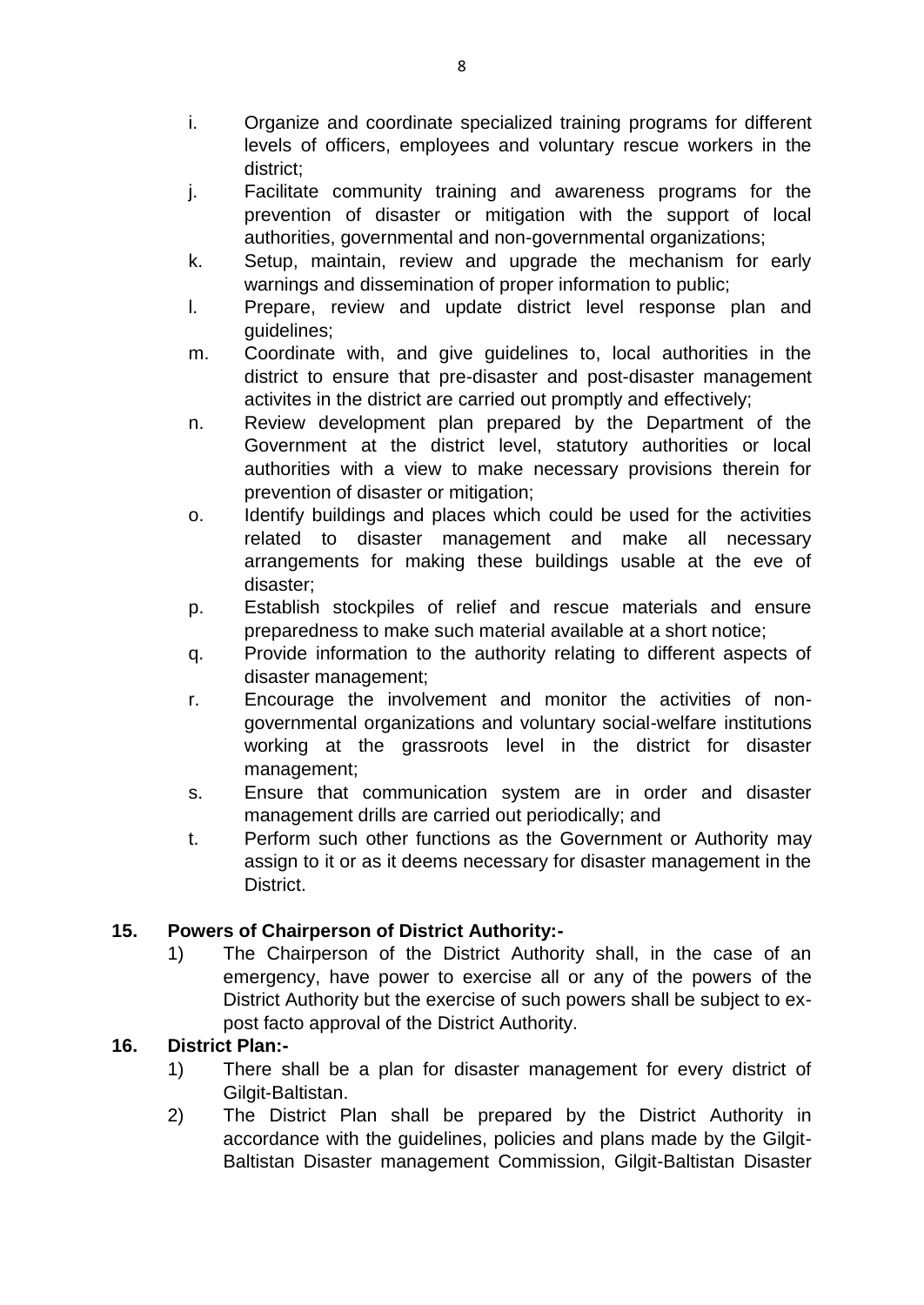i. Organize and coordinate specialized training programs for different levels of officers, employees and voluntary rescue workers in the district;

j. Facilitate community training and awareness programs for the prevention of disaster or mitigation with the support of local authorities, governmental and non-governmental organizations;

k. Setup, maintain, review and upgrade the mechanism for early warnings and dissemination of proper information to public;

l. Prepare, review and update district level response plan and guidelines;

m. Coordinate with, and give guidelines to, local authorities in the district to ensure that pre-disaster and post-disaster management activites in the district are carried out promptly and effectively;

n. Review development plan prepared by the Department of the Government at the district level, statutory authorities or local authorities with a view to make necessary provisions therein for prevention of disaster or mitigation;

o. Identify buildings and places which could be used for the activities related to disaster management and make all necessary arrangements for making these buildings usable at the eve of disaster;

p. Establish stockpiles of relief and rescue materials and ensure preparedness to make such material available at a short notice;

q. Provide information to the authority relating to different aspects of disaster management;

r. Encourage the involvement and monitor the activities of non-governmental organizations and voluntary social-welfare institutions working at the grassroots level in the district for disaster management;

s. Ensure that communication system are in order and disaster management drills are carried out periodically; and

t. Perform such other functions as the Government or Authority may assign to it or as it deems necessary for disaster management in the District.

**15. Powers of Chairperson of District Authority:-**

1) The Chairperson of the District Authority shall, in the case of an emergency, have power to exercise all or any of the powers of the District Authority but the exercise of such powers shall be subject to ex-post facto approval of the District Authority.

**16. District Plan:-**

1) There shall be a plan for disaster management for every district of Gilgit-Baltistan.

2) The District Plan shall be prepared by the District Authority in accordance with the guidelines, policies and plans made by the Gilgit-Baltistan Disaster management Commission, Gilgit-Baltistan Disaster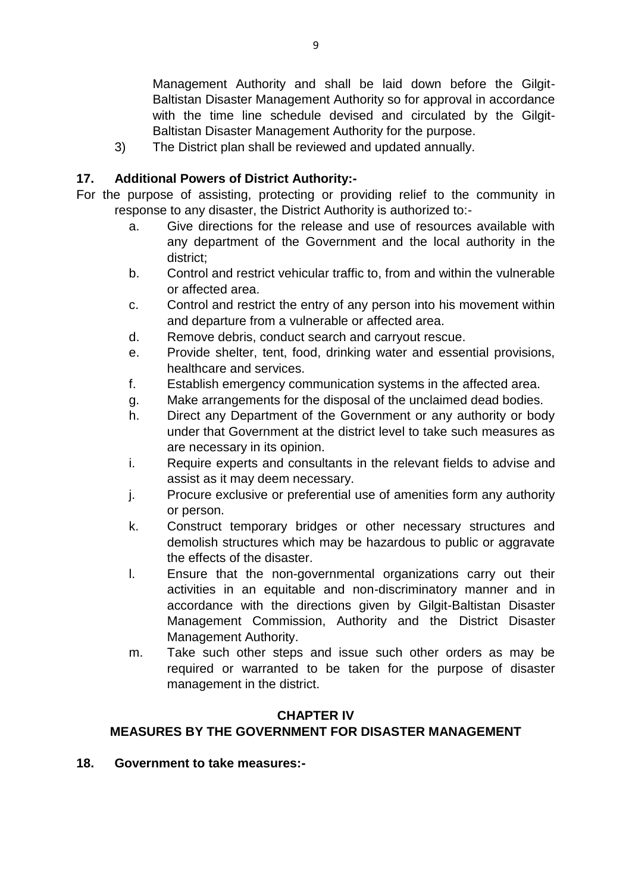Management Authority and shall be laid down before the Gilgit-Baltistan Disaster Management Authority so for approval in accordance with the time line schedule devised and circulated by the Gilgit-Baltistan Disaster Management Authority for the purpose.

3) The District plan shall be reviewed and updated annually.

**17. Additional Powers of District Authority:-**

For the purpose of assisting, protecting or providing relief to the community in response to any disaster, the District Authority is authorized to:-

a. Give directions for the release and use of resources available with any department of the Government and the local authority in the district;

b. Control and restrict vehicular traffic to, from and within the vulnerable or affected area.

c. Control and restrict the entry of any person into his movement within and departure from a vulnerable or affected area.

d. Remove debris, conduct search and carryout rescue.

e. Provide shelter, tent, food, drinking water and essential provisions, healthcare and services.

f. Establish emergency communication systems in the affected area.

g. Make arrangements for the disposal of the unclaimed dead bodies.

h. Direct any Department of the Government or any authority or body under that Government at the district level to take such measures as are necessary in its opinion.

i. Require experts and consultants in the relevant fields to advise and assist as it may deem necessary.

j. Procure exclusive or preferential use of amenities form any authority or person.

k. Construct temporary bridges or other necessary structures and demolish structures which may be hazardous to public or aggravate the effects of the disaster.

l. Ensure that the non-governmental organizations carry out their activities in an equitable and non-discriminatory manner and in accordance with the directions given by Gilgit-Baltistan Disaster Management Commission, Authority and the District Disaster Management Authority.

m. Take such other steps and issue such other orders as may be required or warranted to be taken for the purpose of disaster management in the district.

## CHAPTER IV
## MEASURES BY THE GOVERNMENT FOR DISASTER MANAGEMENT

**18. Government to take measures:-**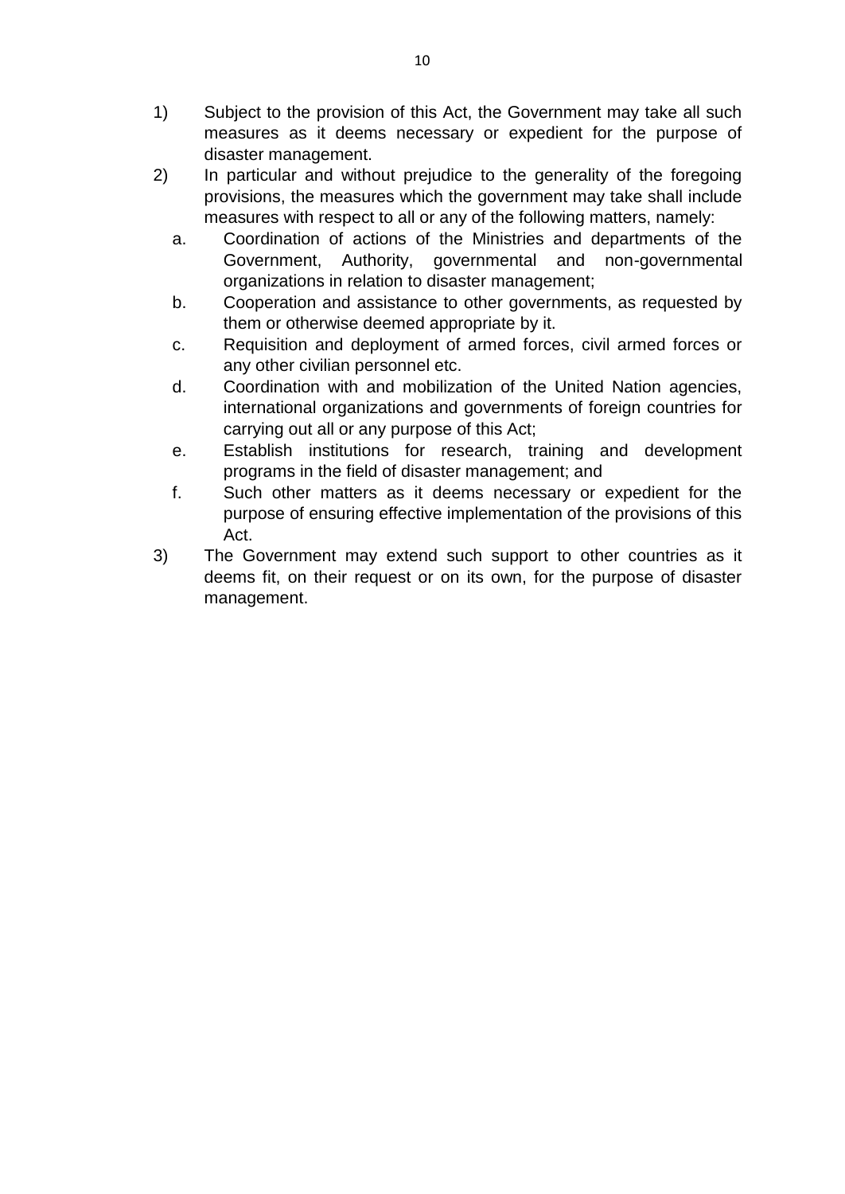1) Subject to the provision of this Act, the Government may take all such measures as it deems necessary or expedient for the purpose of disaster management.
2) In particular and without prejudice to the generality of the foregoing provisions, the measures which the government may take shall include measures with respect to all or any of the following matters, namely:
   a. Coordination of actions of the Ministries and departments of the Government, Authority, governmental and non-governmental organizations in relation to disaster management;
   b. Cooperation and assistance to other governments, as requested by them or otherwise deemed appropriate by it.
   c. Requisition and deployment of armed forces, civil armed forces or any other civilian personnel etc.
   d. Coordination with and mobilization of the United Nation agencies, international organizations and governments of foreign countries for carrying out all or any purpose of this Act;
   e. Establish institutions for research, training and development programs in the field of disaster management; and
   f. Such other matters as it deems necessary or expedient for the purpose of ensuring effective implementation of the provisions of this Act.
3) The Government may extend such support to other countries as it deems fit, on their request or on its own, for the purpose of disaster management.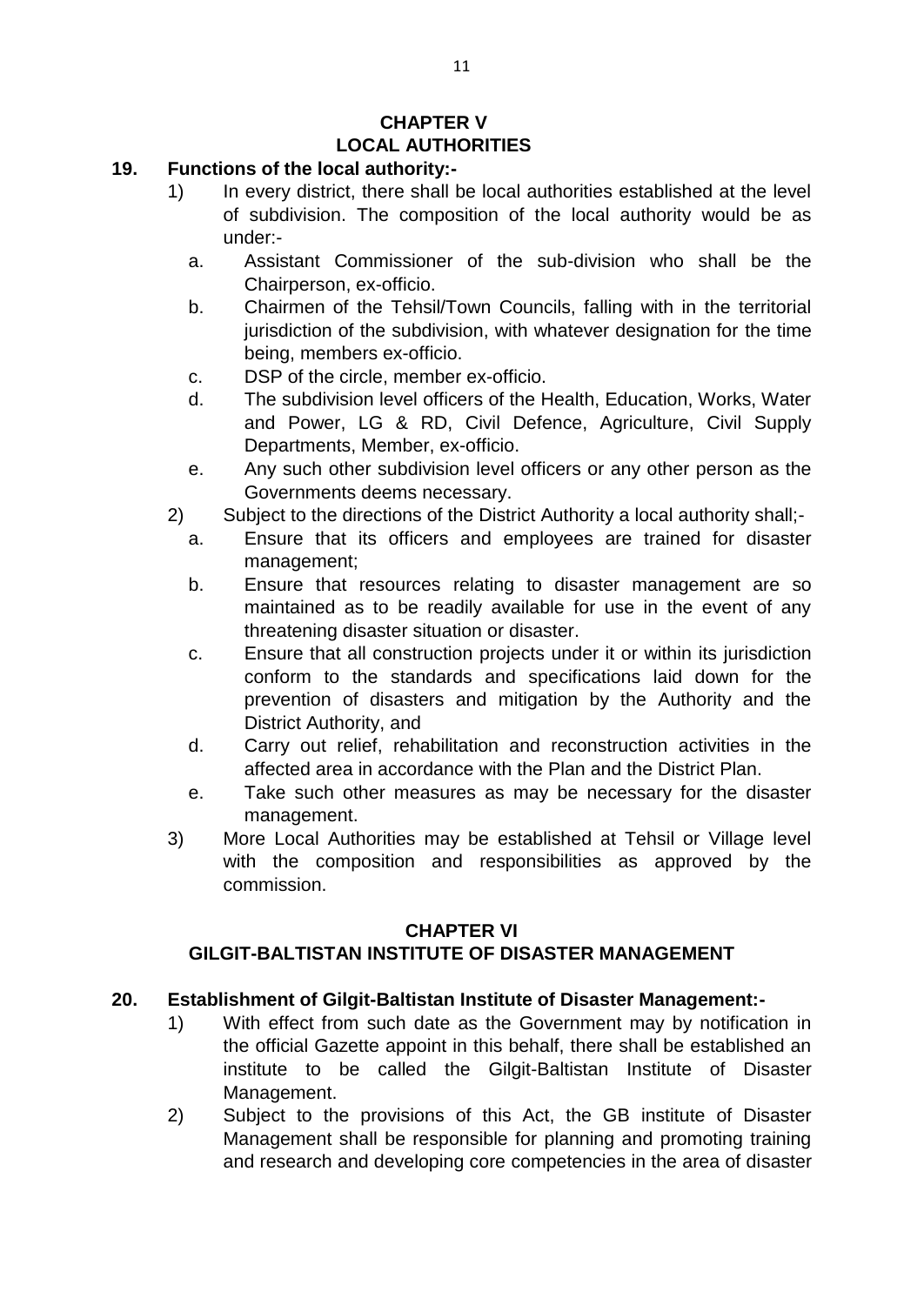## CHAPTER V
## LOCAL AUTHORITIES

**19. Functions of the local authority:-**

1) In every district, there shall be local authorities established at the level of subdivision. The composition of the local authority would be as under:-
   a. Assistant Commissioner of the sub-division who shall be the Chairperson, ex-officio.
   b. Chairmen of the Tehsil/Town Councils, falling with in the territorial jurisdiction of the subdivision, with whatever designation for the time being, members ex-officio.
   c. DSP of the circle, member ex-officio.
   d. The subdivision level officers of the Health, Education, Works, Water and Power, LG & RD, Civil Defence, Agriculture, Civil Supply Departments, Member, ex-officio.
   e. Any such other subdivision level officers or any other person as the Governments deems necessary.
2) Subject to the directions of the District Authority a local authority shall;-
   a. Ensure that its officers and employees are trained for disaster management;
   b. Ensure that resources relating to disaster management are so maintained as to be readily available for use in the event of any threatening disaster situation or disaster.
   c. Ensure that all construction projects under it or within its jurisdiction conform to the standards and specifications laid down for the prevention of disasters and mitigation by the Authority and the District Authority, and
   d. Carry out relief, rehabilitation and reconstruction activities in the affected area in accordance with the Plan and the District Plan.
   e. Take such other measures as may be necessary for the disaster management.
3) More Local Authorities may be established at Tehsil or Village level with the composition and responsibilities as approved by the commission.

## CHAPTER VI
## GILGIT-BALTISTAN INSTITUTE OF DISASTER MANAGEMENT

**20. Establishment of Gilgit-Baltistan Institute of Disaster Management:-**

1) With effect from such date as the Government may by notification in the official Gazette appoint in this behalf, there shall be established an institute to be called the Gilgit-Baltistan Institute of Disaster Management.
2) Subject to the provisions of this Act, the GB institute of Disaster Management shall be responsible for planning and promoting training and research and developing core competencies in the area of disaster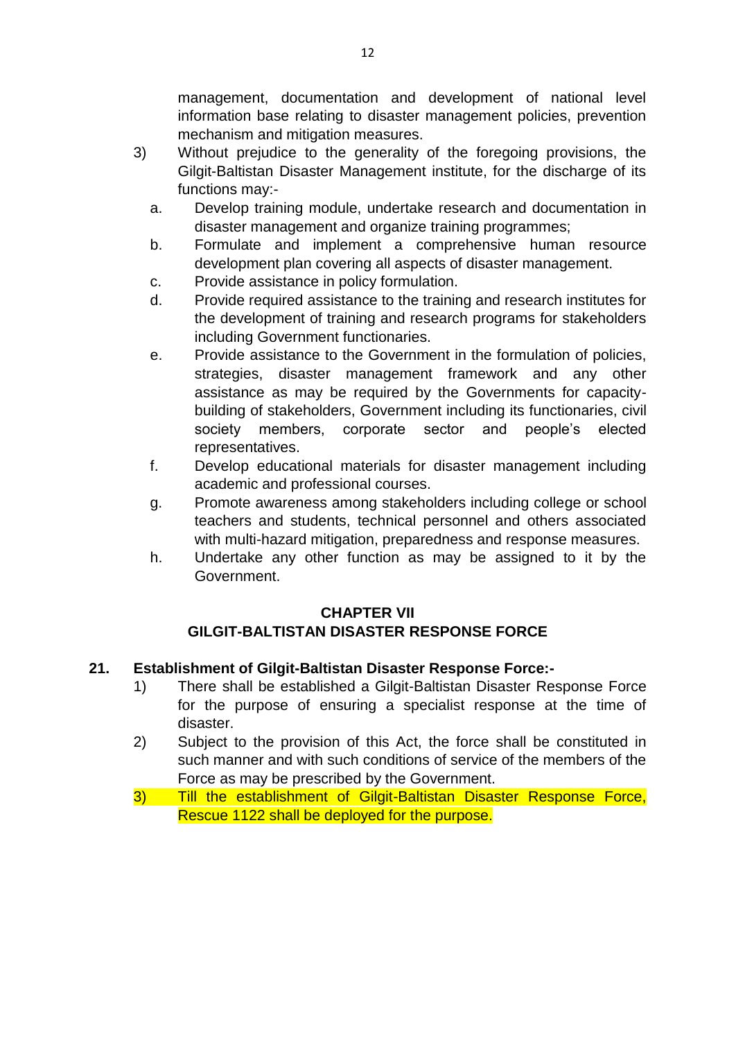management, documentation and development of national level information base relating to disaster management policies, prevention mechanism and mitigation measures.

3) Without prejudice to the generality of the foregoing provisions, the Gilgit-Baltistan Disaster Management institute, for the discharge of its functions may:-

   a. Develop training module, undertake research and documentation in disaster management and organize training programmes;
   b. Formulate and implement a comprehensive human resource development plan covering all aspects of disaster management.
   c. Provide assistance in policy formulation.
   d. Provide required assistance to the training and research institutes for the development of training and research programs for stakeholders including Government functionaries.
   e. Provide assistance to the Government in the formulation of policies, strategies, disaster management framework and any other assistance as may be required by the Governments for capacity-building of stakeholders, Government including its functionaries, civil society members, corporate sector and people's elected representatives.
   f. Develop educational materials for disaster management including academic and professional courses.
   g. Promote awareness among stakeholders including college or school teachers and students, technical personnel and others associated with multi-hazard mitigation, preparedness and response measures.
   h. Undertake any other function as may be assigned to it by the Government.

## CHAPTER VII
## GILGIT-BALTISTAN DISASTER RESPONSE FORCE

**21. Establishment of Gilgit-Baltistan Disaster Response Force:-**

1) There shall be established a Gilgit-Baltistan Disaster Response Force for the purpose of ensuring a specialist response at the time of disaster.

2) Subject to the provision of this Act, the force shall be constituted in such manner and with such conditions of service of the members of the Force as may be prescribed by the Government.

3) Till the establishment of Gilgit-Baltistan Disaster Response Force, Rescue 1122 shall be deployed for the purpose.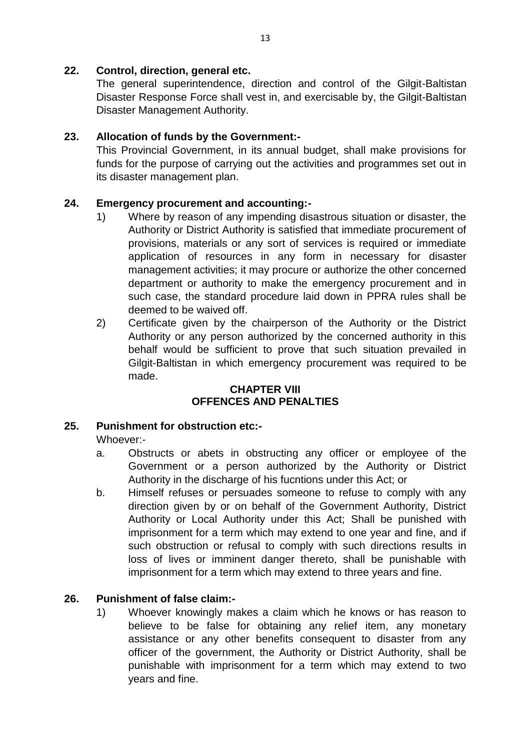**22. Control, direction, general etc.**

The general superintendence, direction and control of the Gilgit-Baltistan Disaster Response Force shall vest in, and exercisable by, the Gilgit-Baltistan Disaster Management Authority.

**23. Allocation of funds by the Government:-**

This Provincial Government, in its annual budget, shall make provisions for funds for the purpose of carrying out the activities and programmes set out in its disaster management plan.

**24. Emergency procurement and accounting:-**

1) Where by reason of any impending disastrous situation or disaster, the Authority or District Authority is satisfied that immediate procurement of provisions, materials or any sort of services is required or immediate application of resources in any form in necessary for disaster management activities; it may procure or authorize the other concerned department or authority to make the emergency procurement and in such case, the standard procedure laid down in PPRA rules shall be deemed to be waived off.
2) Certificate given by the chairperson of the Authority or the District Authority or any person authorized by the concerned authority in this behalf would be sufficient to prove that such situation prevailed in Gilgit-Baltistan in which emergency procurement was required to be made.

## CHAPTER VIII
## OFFENCES AND PENALTIES

**25. Punishment for obstruction etc:-**

Whoever:-

a. Obstructs or abets in obstructing any officer or employee of the Government or a person authorized by the Authority or District Authority in the discharge of his fucntions under this Act; or
b. Himself refuses or persuades someone to refuse to comply with any direction given by or on behalf of the Government Authority, District Authority or Local Authority under this Act; Shall be punished with imprisonment for a term which may extend to one year and fine, and if such obstruction or refusal to comply with such directions results in loss of lives or imminent danger thereto, shall be punishable with imprisonment for a term which may extend to three years and fine.

**26. Punishment of false claim:-**

1) Whoever knowingly makes a claim which he knows or has reason to believe to be false for obtaining any relief item, any monetary assistance or any other benefits consequent to disaster from any officer of the government, the Authority or District Authority, shall be punishable with imprisonment for a term which may extend to two years and fine.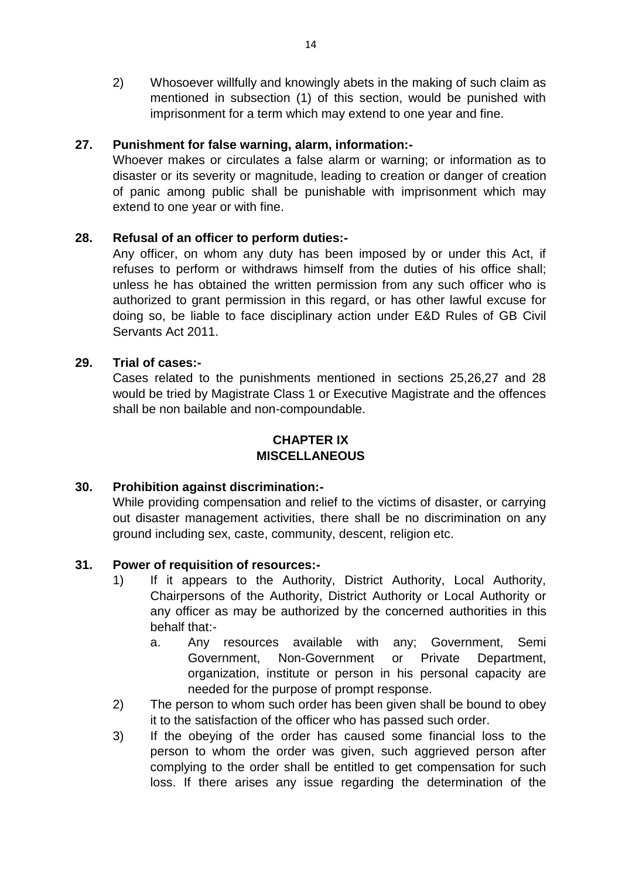2) Whosoever willfully and knowingly abets in the making of such claim as mentioned in subsection (1) of this section, would be punished with imprisonment for a term which may extend to one year and fine.

**27. Punishment for false warning, alarm, information:-**

Whoever makes or circulates a false alarm or warning; or information as to disaster or its severity or magnitude, leading to creation or danger of creation of panic among public shall be punishable with imprisonment which may extend to one year or with fine.

**28. Refusal of an officer to perform duties:-**

Any officer, on whom any duty has been imposed by or under this Act, if refuses to perform or withdraws himself from the duties of his office shall; unless he has obtained the written permission from any such officer who is authorized to grant permission in this regard, or has other lawful excuse for doing so, be liable to face disciplinary action under E&D Rules of GB Civil Servants Act 2011.

**29. Trial of cases:-**

Cases related to the punishments mentioned in sections 25,26,27 and 28 would be tried by Magistrate Class 1 or Executive Magistrate and the offences shall be non bailable and non-compoundable.

## CHAPTER IX
## MISCELLANEOUS

**30. Prohibition against discrimination:-**

While providing compensation and relief to the victims of disaster, or carrying out disaster management activities, there shall be no discrimination on any ground including sex, caste, community, descent, religion etc.

**31. Power of requisition of resources:-**

1) If it appears to the Authority, District Authority, Local Authority, Chairpersons of the Authority, District Authority or Local Authority or any officer as may be authorized by the concerned authorities in this behalf that:-
   a. Any resources available with any; Government, Semi Government, Non-Government or Private Department, organization, institute or person in his personal capacity are needed for the purpose of prompt response.
2) The person to whom such order has been given shall be bound to obey it to the satisfaction of the officer who has passed such order.
3) If the obeying of the order has caused some financial loss to the person to whom the order was given, such aggrieved person after complying to the order shall be entitled to get compensation for such loss. If there arises any issue regarding the determination of the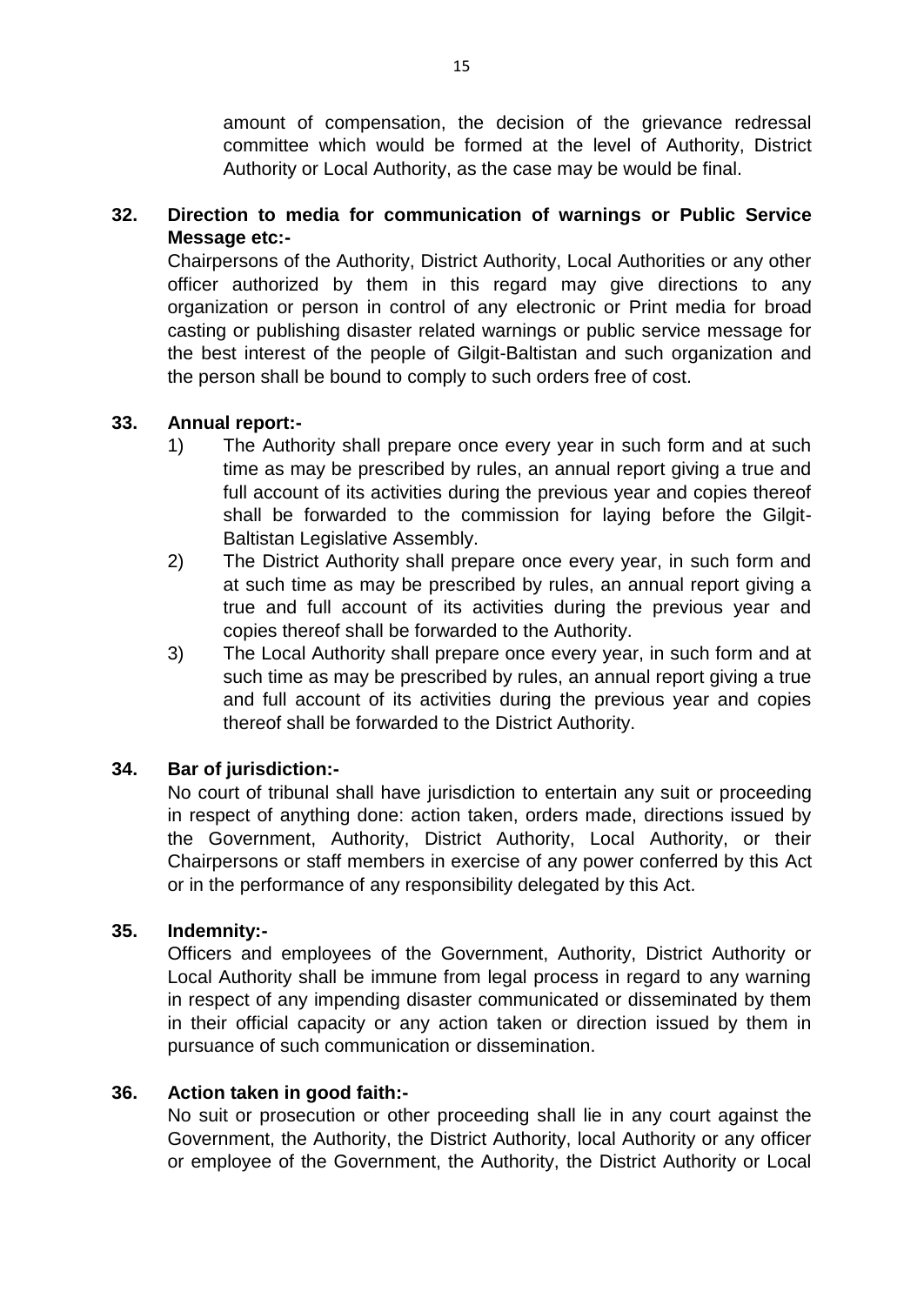amount of compensation, the decision of the grievance redressal committee which would be formed at the level of Authority, District Authority or Local Authority, as the case may be would be final.

**32. Direction to media for communication of warnings or Public Service Message etc:-**

Chairpersons of the Authority, District Authority, Local Authorities or any other officer authorized by them in this regard may give directions to any organization or person in control of any electronic or Print media for broad casting or publishing disaster related warnings or public service message for the best interest of the people of Gilgit-Baltistan and such organization and the person shall be bound to comply to such orders free of cost.

**33. Annual report:-**

1) The Authority shall prepare once every year in such form and at such time as may be prescribed by rules, an annual report giving a true and full account of its activities during the previous year and copies thereof shall be forwarded to the commission for laying before the Gilgit-Baltistan Legislative Assembly.
2) The District Authority shall prepare once every year, in such form and at such time as may be prescribed by rules, an annual report giving a true and full account of its activities during the previous year and copies thereof shall be forwarded to the Authority.
3) The Local Authority shall prepare once every year, in such form and at such time as may be prescribed by rules, an annual report giving a true and full account of its activities during the previous year and copies thereof shall be forwarded to the District Authority.

**34. Bar of jurisdiction:-**

No court of tribunal shall have jurisdiction to entertain any suit or proceeding in respect of anything done: action taken, orders made, directions issued by the Government, Authority, District Authority, Local Authority, or their Chairpersons or staff members in exercise of any power conferred by this Act or in the performance of any responsibility delegated by this Act.

**35. Indemnity:-**

Officers and employees of the Government, Authority, District Authority or Local Authority shall be immune from legal process in regard to any warning in respect of any impending disaster communicated or disseminated by them in their official capacity or any action taken or direction issued by them in pursuance of such communication or dissemination.

**36. Action taken in good faith:-**

No suit or prosecution or other proceeding shall lie in any court against the Government, the Authority, the District Authority, local Authority or any officer or employee of the Government, the Authority, the District Authority or Local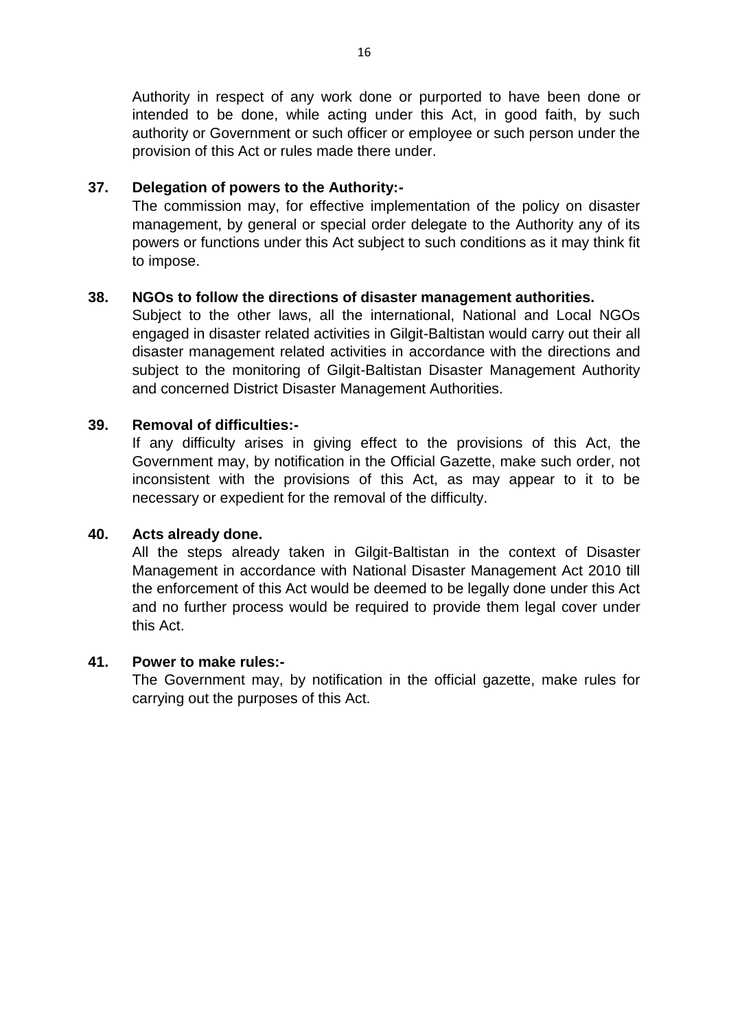Authority in respect of any work done or purported to have been done or intended to be done, while acting under this Act, in good faith, by such authority or Government or such officer or employee or such person under the provision of this Act or rules made there under.

**37. Delegation of powers to the Authority:-**

The commission may, for effective implementation of the policy on disaster management, by general or special order delegate to the Authority any of its powers or functions under this Act subject to such conditions as it may think fit to impose.

**38. NGOs to follow the directions of disaster management authorities.**

Subject to the other laws, all the international, National and Local NGOs engaged in disaster related activities in Gilgit-Baltistan would carry out their all disaster management related activities in accordance with the directions and subject to the monitoring of Gilgit-Baltistan Disaster Management Authority and concerned District Disaster Management Authorities.

**39. Removal of difficulties:-**

If any difficulty arises in giving effect to the provisions of this Act, the Government may, by notification in the Official Gazette, make such order, not inconsistent with the provisions of this Act, as may appear to it to be necessary or expedient for the removal of the difficulty.

**40. Acts already done.**

All the steps already taken in Gilgit-Baltistan in the context of Disaster Management in accordance with National Disaster Management Act 2010 till the enforcement of this Act would be deemed to be legally done under this Act and no further process would be required to provide them legal cover under this Act.

**41. Power to make rules:-**

The Government may, by notification in the official gazette, make rules for carrying out the purposes of this Act.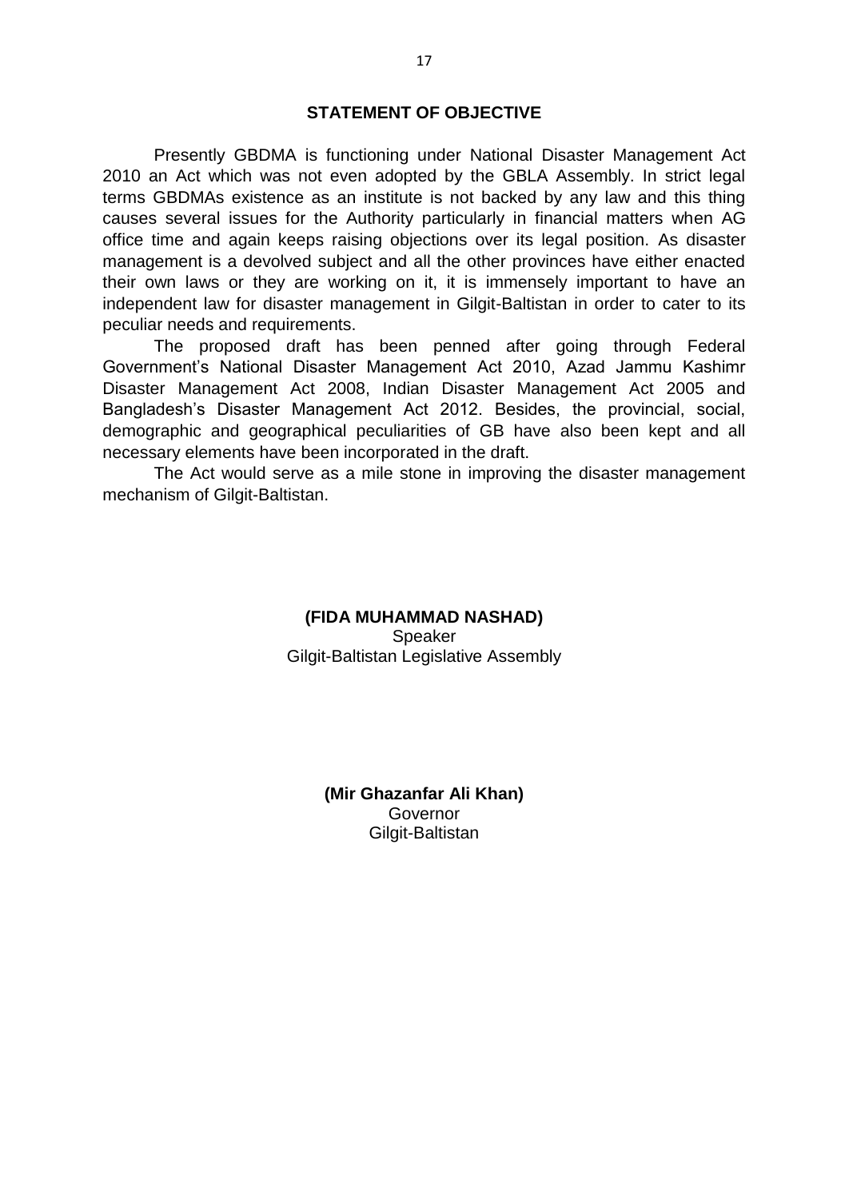## STATEMENT OF OBJECTIVE

Presently GBDMA is functioning under National Disaster Management Act 2010 an Act which was not even adopted by the GBLA Assembly. In strict legal terms GBDMAs existence as an institute is not backed by any law and this thing causes several issues for the Authority particularly in financial matters when AG office time and again keeps raising objections over its legal position. As disaster management is a devolved subject and all the other provinces have either enacted their own laws or they are working on it, it is immensely important to have an independent law for disaster management in Gilgit-Baltistan in order to cater to its peculiar needs and requirements.

The proposed draft has been penned after going through Federal Government's National Disaster Management Act 2010, Azad Jammu Kashimr Disaster Management Act 2008, Indian Disaster Management Act 2005 and Bangladesh's Disaster Management Act 2012. Besides, the provincial, social, demographic and geographical peculiarities of GB have also been kept and all necessary elements have been incorporated in the draft.

The Act would serve as a mile stone in improving the disaster management mechanism of Gilgit-Baltistan.

**(FIDA MUHAMMAD NASHAD)**
Speaker
Gilgit-Baltistan Legislative Assembly

**(Mir Ghazanfar Ali Khan)**
Governor
Gilgit-Baltistan